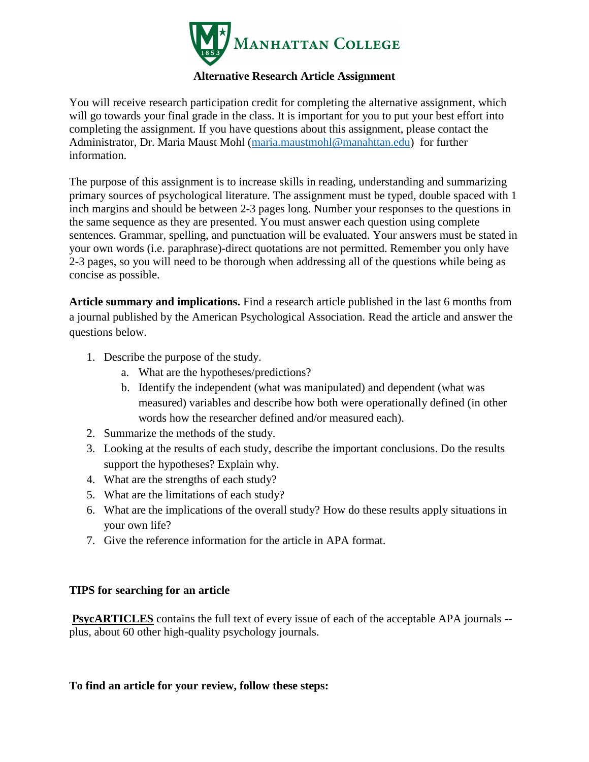# Manhattan College

## Alternative Research Article Assignment

You will receive research participation credit for completing the alternative assignment, which will go towards your final grade in the class. It is important for you to put your best effort into completing the assignment. If you have questions about this assignment, please contact the Administrator, Dr. Maria Maust Mohl (maria.maustmohl@manahttan.edu) for further information.

The purpose of this assignment is to increase skills in reading, understanding and summarizing primary sources of psychological literature. The assignment must be typed, double spaced with 1 inch margins and should be between 2-3 pages long. Number your responses to the questions in the same sequence as they are presented. You must answer each question using complete sentences. Grammar, spelling, and punctuation will be evaluated. Your answers must be stated in your own words (i.e. paraphrase)-direct quotations are not permitted. Remember you only have 2-3 pages, so you will need to be thorough when addressing all of the questions while being as concise as possible.

**Article summary and implications.** Find a research article published in the last 6 months from a journal published by the American Psychological Association. Read the article and answer the questions below.

1. Describe the purpose of the study.
   a. What are the hypotheses/predictions?
   b. Identify the independent (what was manipulated) and dependent (what was measured) variables and describe how both were operationally defined (in other words how the researcher defined and/or measured each).
2. Summarize the methods of the study.
3. Looking at the results of each study, describe the important conclusions. Do the results support the hypotheses? Explain why.
4. What are the strengths of each study?
5. What are the limitations of each study?
6. What are the implications of the overall study? How do these results apply situations in your own life?
7. Give the reference information for the article in APA format.

**TIPS for searching for an article**

**PsycARTICLES** contains the full text of every issue of each of the acceptable APA journals -- plus, about 60 other high-quality psychology journals.

**To find an article for your review, follow these steps:**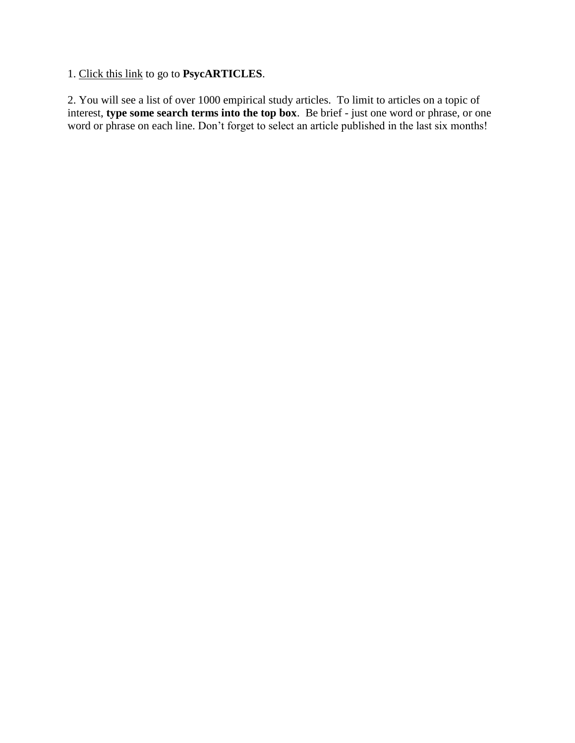1. Click this link to go to **PsycARTICLES**.

2. You will see a list of over 1000 empirical study articles. To limit to articles on a topic of interest, **type some search terms into the top box**. Be brief - just one word or phrase, or one word or phrase on each line. Don't forget to select an article published in the last six months!